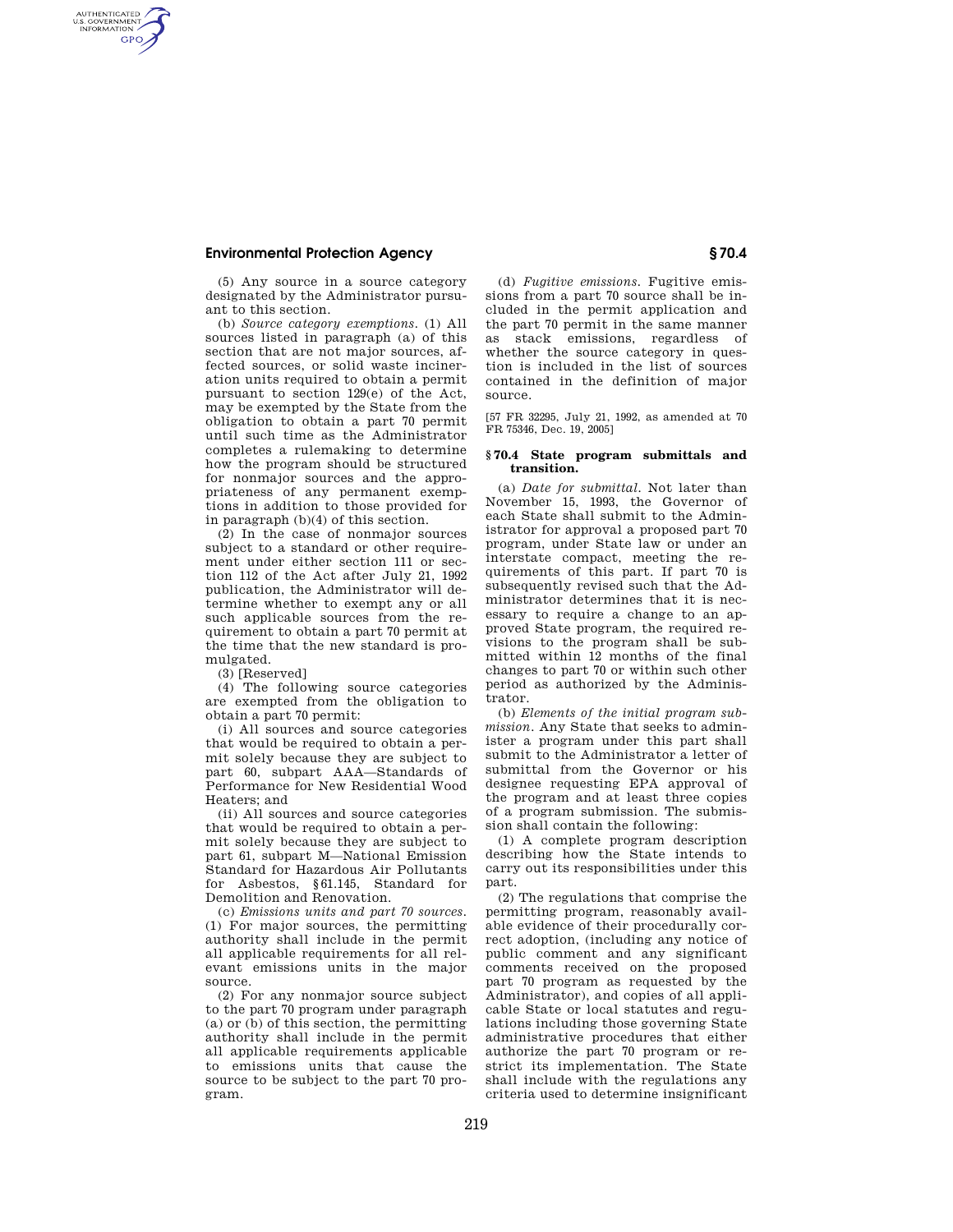(5) Any source in a source category designated by the Administrator pursuant to this section.

(b) *Source category exemptions.* (1) All sources listed in paragraph (a) of this section that are not major sources, affected sources, or solid waste incineration units required to obtain a permit pursuant to section 129(e) of the Act, may be exempted by the State from the obligation to obtain a part 70 permit until such time as the Administrator completes a rulemaking to determine how the program should be structured for nonmajor sources and the appropriateness of any permanent exemptions in addition to those provided for in paragraph (b)(4) of this section.

(2) In the case of nonmajor sources subject to a standard or other requirement under either section 111 or section 112 of the Act after July 21, 1992 publication, the Administrator will determine whether to exempt any or all such applicable sources from the requirement to obtain a part 70 permit at the time that the new standard is promulgated.

(3) [Reserved]

(4) The following source categories are exempted from the obligation to obtain a part 70 permit:

(i) All sources and source categories that would be required to obtain a permit solely because they are subject to part 60, subpart AAA—Standards of Performance for New Residential Wood Heaters; and

(ii) All sources and source categories that would be required to obtain a permit solely because they are subject to part 61, subpart M—National Emission Standard for Hazardous Air Pollutants for Asbestos, §61.145, Standard for Demolition and Renovation.

(c) *Emissions units and part 70 sources.* (1) For major sources, the permitting authority shall include in the permit all applicable requirements for all relevant emissions units in the major source.

(2) For any nonmajor source subject to the part 70 program under paragraph (a) or (b) of this section, the permitting authority shall include in the permit all applicable requirements applicable to emissions units that cause the source to be subject to the part 70 program.

(d) *Fugitive emissions.* Fugitive emissions from a part 70 source shall be included in the permit application and the part 70 permit in the same manner as stack emissions, regardless of whether the source category in question is included in the list of sources contained in the definition of major source.

[57 FR 32295, July 21, 1992, as amended at 70 FR 75346, Dec. 19, 2005]

## §70.4 State program submittals and transition.

(a) *Date for submittal.* Not later than November 15, 1993, the Governor of each State shall submit to the Administrator for approval a proposed part 70 program, under State law or under an interstate compact, meeting the requirements of this part. If part 70 is subsequently revised such that the Administrator determines that it is necessary to require a change to an approved State program, the required revisions to the program shall be submitted within 12 months of the final changes to part 70 or within such other period as authorized by the Administrator.

(b) *Elements of the initial program submission.* Any State that seeks to administer a program under this part shall submit to the Administrator a letter of submittal from the Governor or his designee requesting EPA approval of the program and at least three copies of a program submission. The submission shall contain the following:

(1) A complete program description describing how the State intends to carry out its responsibilities under this part.

(2) The regulations that comprise the permitting program, reasonably available evidence of their procedurally correct adoption, (including any notice of public comment and any significant comments received on the proposed part 70 program as requested by the Administrator), and copies of all applicable State or local statutes and regulations including those governing State administrative procedures that either authorize the part 70 program or restrict its implementation. The State shall include with the regulations any criteria used to determine insignificant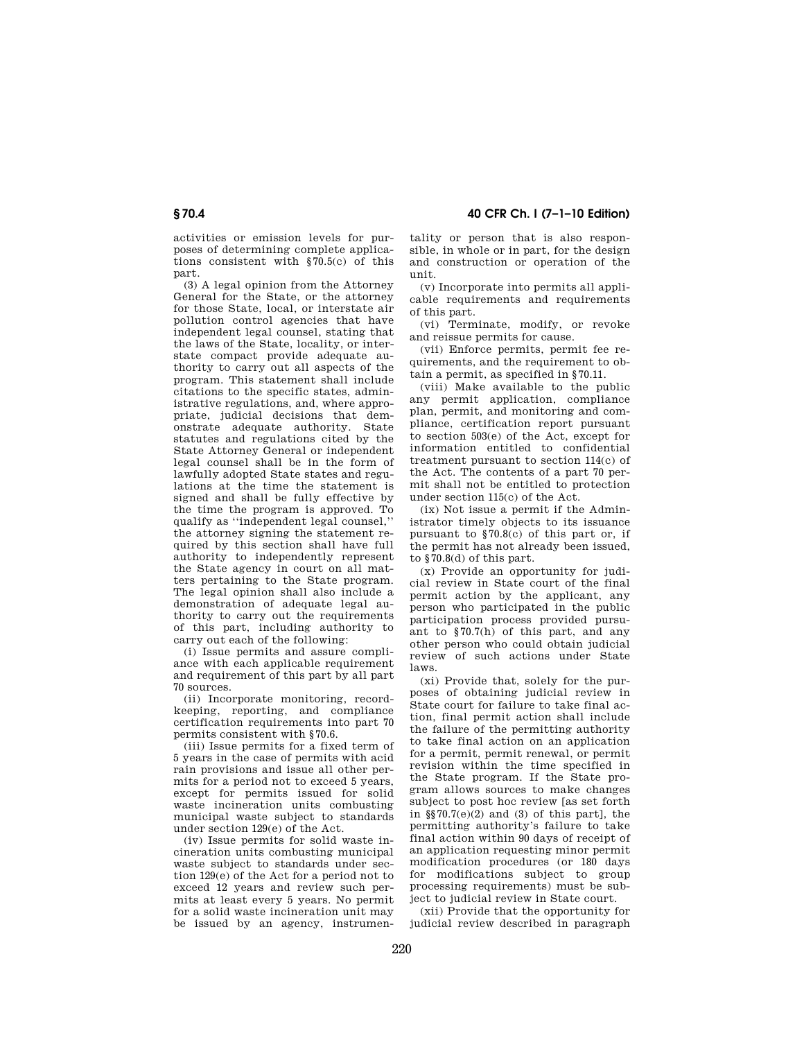activities or emission levels for purposes of determining complete applications consistent with §70.5(c) of this part.

(3) A legal opinion from the Attorney General for the State, or the attorney for those State, local, or interstate air pollution control agencies that have independent legal counsel, stating that the laws of the State, locality, or interstate compact provide adequate authority to carry out all aspects of the program. This statement shall include citations to the specific states, administrative regulations, and, where appropriate, judicial decisions that demonstrate adequate authority. State statutes and regulations cited by the State Attorney General or independent legal counsel shall be in the form of lawfully adopted State states and regulations at the time the statement is signed and shall be fully effective by the time the program is approved. To qualify as "independent legal counsel," the attorney signing the statement required by this section shall have full authority to independently represent the State agency in court on all matters pertaining to the State program. The legal opinion shall also include a demonstration of adequate legal authority to carry out the requirements of this part, including authority to carry out each of the following:

(i) Issue permits and assure compliance with each applicable requirement and requirement of this part by all part 70 sources.

(ii) Incorporate monitoring, recordkeeping, reporting, and compliance certification requirements into part 70 permits consistent with §70.6.

(iii) Issue permits for a fixed term of 5 years in the case of permits with acid rain provisions and issue all other permits for a period not to exceed 5 years, except for permits issued for solid waste incineration units combusting municipal waste subject to standards under section 129(e) of the Act.

(iv) Issue permits for solid waste incineration units combusting municipal waste subject to standards under section 129(e) of the Act for a period not to exceed 12 years and review such permits at least every 5 years. No permit for a solid waste incineration unit may be issued by an agency, instrumentality or person that is also responsible, in whole or in part, for the design and construction or operation of the unit.

(v) Incorporate into permits all applicable requirements and requirements of this part.

(vi) Terminate, modify, or revoke and reissue permits for cause.

(vii) Enforce permits, permit fee requirements, and the requirement to obtain a permit, as specified in §70.11.

(viii) Make available to the public any permit application, compliance plan, permit, and monitoring and compliance, certification report pursuant to section 503(e) of the Act, except for information entitled to confidential treatment pursuant to section 114(c) of the Act. The contents of a part 70 permit shall not be entitled to protection under section 115(c) of the Act.

(ix) Not issue a permit if the Administrator timely objects to its issuance pursuant to §70.8(c) of this part or, if the permit has not already been issued, to §70.8(d) of this part.

(x) Provide an opportunity for judicial review in State court of the final permit action by the applicant, any person who participated in the public participation process provided pursuant to §70.7(h) of this part, and any other person who could obtain judicial review of such actions under State laws.

(xi) Provide that, solely for the purposes of obtaining judicial review in State court for failure to take final action, final permit action shall include the failure of the permitting authority to take final action on an application for a permit, permit renewal, or permit revision within the time specified in the State program. If the State program allows sources to make changes subject to post hoc review [as set forth in §§70.7(e)(2) and (3) of this part], the permitting authority's failure to take final action within 90 days of receipt of an application requesting minor permit modification procedures (or 180 days for modifications subject to group processing requirements) must be subject to judicial review in State court.

(xii) Provide that the opportunity for judicial review described in paragraph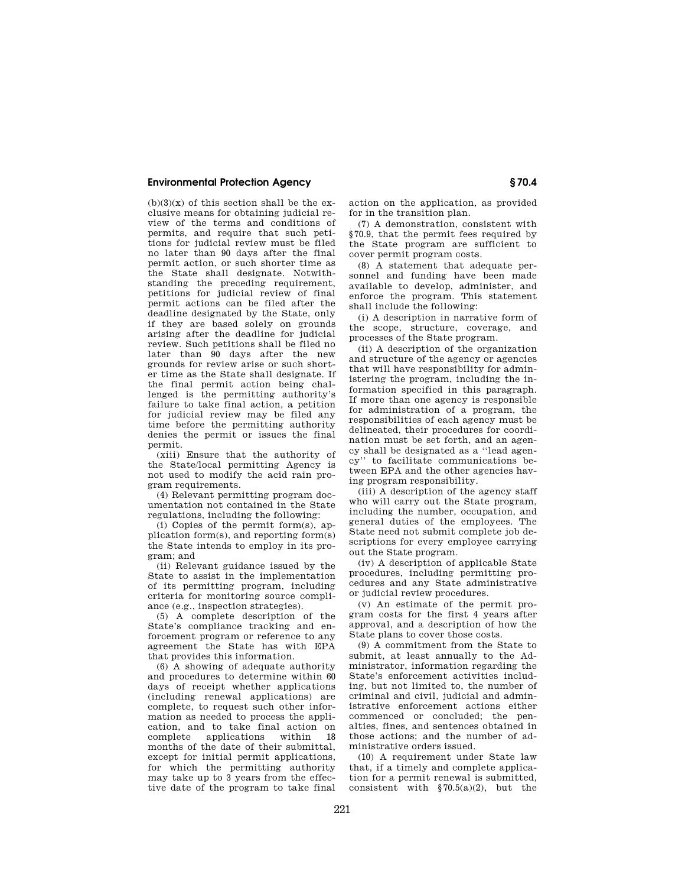(b)(3)(x) of this section shall be the exclusive means for obtaining judicial review of the terms and conditions of permits, and require that such petitions for judicial review must be filed no later than 90 days after the final permit action, or such shorter time as the State shall designate. Notwithstanding the preceding requirement, petitions for judicial review of final permit actions can be filed after the deadline designated by the State, only if they are based solely on grounds arising after the deadline for judicial review. Such petitions shall be filed no later than 90 days after the new grounds for review arise or such shorter time as the State shall designate. If the final permit action being challenged is the permitting authority's failure to take final action, a petition for judicial review may be filed any time before the permitting authority denies the permit or issues the final permit.

(xiii) Ensure that the authority of the State/local permitting Agency is not used to modify the acid rain program requirements.

(4) Relevant permitting program documentation not contained in the State regulations, including the following:

(i) Copies of the permit form(s), application form(s), and reporting form(s) the State intends to employ in its program; and

(ii) Relevant guidance issued by the State to assist in the implementation of its permitting program, including criteria for monitoring source compliance (e.g., inspection strategies).

(5) A complete description of the State's compliance tracking and enforcement program or reference to any agreement the State has with EPA that provides this information.

(6) A showing of adequate authority and procedures to determine within 60 days of receipt whether applications (including renewal applications) are complete, to request such other information as needed to process the application, and to take final action on complete applications within 18 months of the date of their submittal, except for initial permit applications, for which the permitting authority may take up to 3 years from the effective date of the program to take final action on the application, as provided for in the transition plan.

(7) A demonstration, consistent with §70.9, that the permit fees required by the State program are sufficient to cover permit program costs.

(8) A statement that adequate personnel and funding have been made available to develop, administer, and enforce the program. This statement shall include the following:

(i) A description in narrative form of the scope, structure, coverage, and processes of the State program.

(ii) A description of the organization and structure of the agency or agencies that will have responsibility for administering the program, including the information specified in this paragraph. If more than one agency is responsible for administration of a program, the responsibilities of each agency must be delineated, their procedures for coordination must be set forth, and an agency shall be designated as a "lead agency" to facilitate communications between EPA and the other agencies having program responsibility.

(iii) A description of the agency staff who will carry out the State program, including the number, occupation, and general duties of the employees. The State need not submit complete job descriptions for every employee carrying out the State program.

(iv) A description of applicable State procedures, including permitting procedures and any State administrative or judicial review procedures.

(v) An estimate of the permit program costs for the first 4 years after approval, and a description of how the State plans to cover those costs.

(9) A commitment from the State to submit, at least annually to the Administrator, information regarding the State's enforcement activities including, but not limited to, the number of criminal and civil, judicial and administrative enforcement actions either commenced or concluded; the penalties, fines, and sentences obtained in those actions; and the number of administrative orders issued.

(10) A requirement under State law that, if a timely and complete application for a permit renewal is submitted, consistent with §70.5(a)(2), but the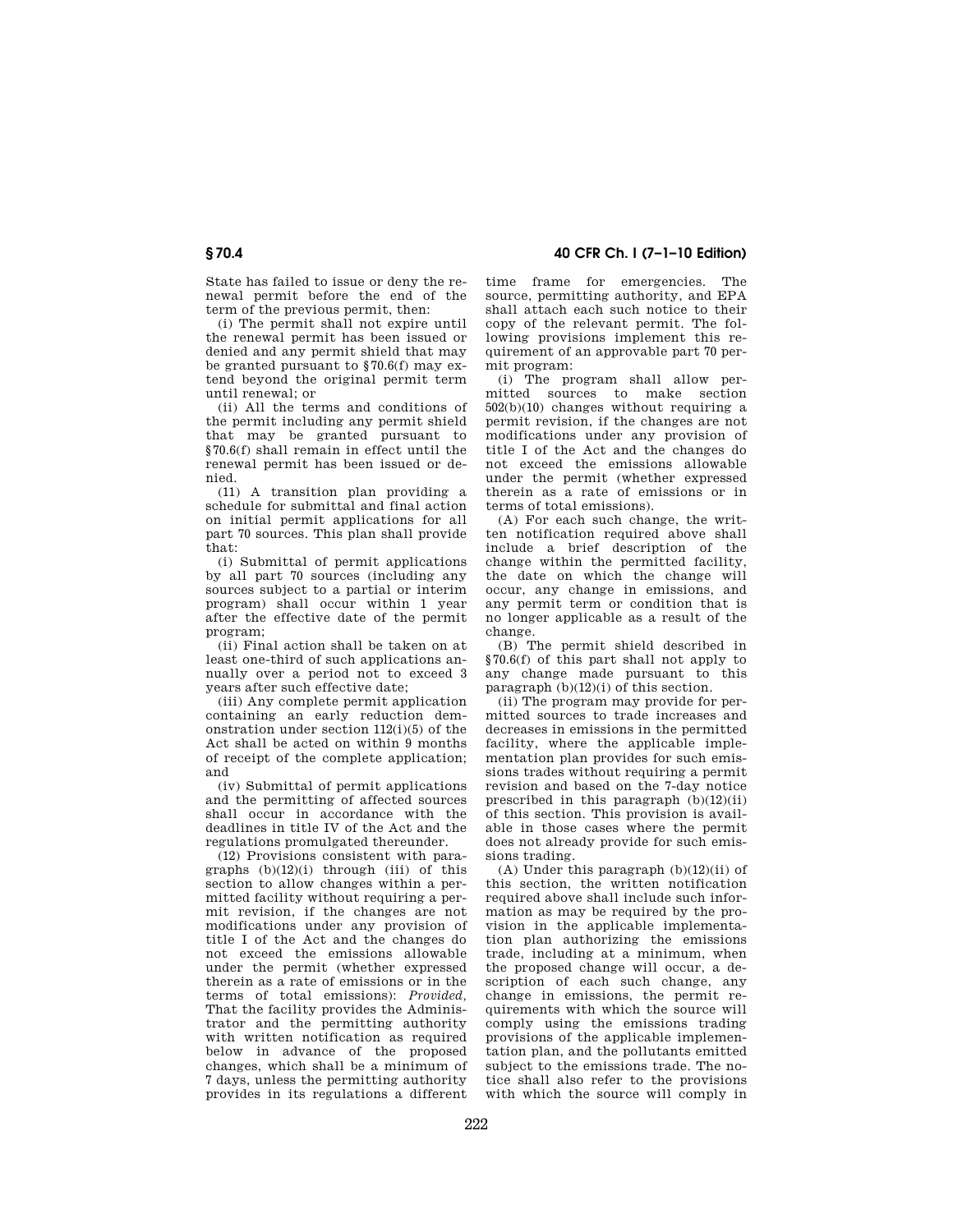State has failed to issue or deny the renewal permit before the end of the term of the previous permit, then:

(i) The permit shall not expire until the renewal permit has been issued or denied and any permit shield that may be granted pursuant to §70.6(f) may extend beyond the original permit term until renewal; or

(ii) All the terms and conditions of the permit including any permit shield that may be granted pursuant to §70.6(f) shall remain in effect until the renewal permit has been issued or denied.

(11) A transition plan providing a schedule for submittal and final action on initial permit applications for all part 70 sources. This plan shall provide that:

(i) Submittal of permit applications by all part 70 sources (including any sources subject to a partial or interim program) shall occur within 1 year after the effective date of the permit program;

(ii) Final action shall be taken on at least one-third of such applications annually over a period not to exceed 3 years after such effective date;

(iii) Any complete permit application containing an early reduction demonstration under section 112(i)(5) of the Act shall be acted on within 9 months of receipt of the complete application; and

(iv) Submittal of permit applications and the permitting of affected sources shall occur in accordance with the deadlines in title IV of the Act and the regulations promulgated thereunder.

(12) Provisions consistent with paragraphs (b)(12)(i) through (iii) of this section to allow changes within a permitted facility without requiring a permit revision, if the changes are not modifications under any provision of title I of the Act and the changes do not exceed the emissions allowable under the permit (whether expressed therein as a rate of emissions or in the terms of total emissions): *Provided,* That the facility provides the Administrator and the permitting authority with written notification as required below in advance of the proposed changes, which shall be a minimum of 7 days, unless the permitting authority provides in its regulations a different time frame for emergencies. The source, permitting authority, and EPA shall attach each such notice to their copy of the relevant permit. The following provisions implement this requirement of an approvable part 70 permit program:

(i) The program shall allow permitted sources to make section 502(b)(10) changes without requiring a permit revision, if the changes are not modifications under any provision of title I of the Act and the changes do not exceed the emissions allowable under the permit (whether expressed therein as a rate of emissions or in terms of total emissions).

(A) For each such change, the written notification required above shall include a brief description of the change within the permitted facility, the date on which the change will occur, any change in emissions, and any permit term or condition that is no longer applicable as a result of the change.

(B) The permit shield described in §70.6(f) of this part shall not apply to any change made pursuant to this paragraph (b)(12)(i) of this section.

(ii) The program may provide for permitted sources to trade increases and decreases in emissions in the permitted facility, where the applicable implementation plan provides for such emissions trades without requiring a permit revision and based on the 7-day notice prescribed in this paragraph (b)(12)(ii) of this section. This provision is available in those cases where the permit does not already provide for such emissions trading.

(A) Under this paragraph (b)(12)(ii) of this section, the written notification required above shall include such information as may be required by the provision in the applicable implementation plan authorizing the emissions trade, including at a minimum, when the proposed change will occur, a description of each such change, any change in emissions, the permit requirements with which the source will comply using the emissions trading provisions of the applicable implementation plan, and the pollutants emitted subject to the emissions trade. The notice shall also refer to the provisions with which the source will comply in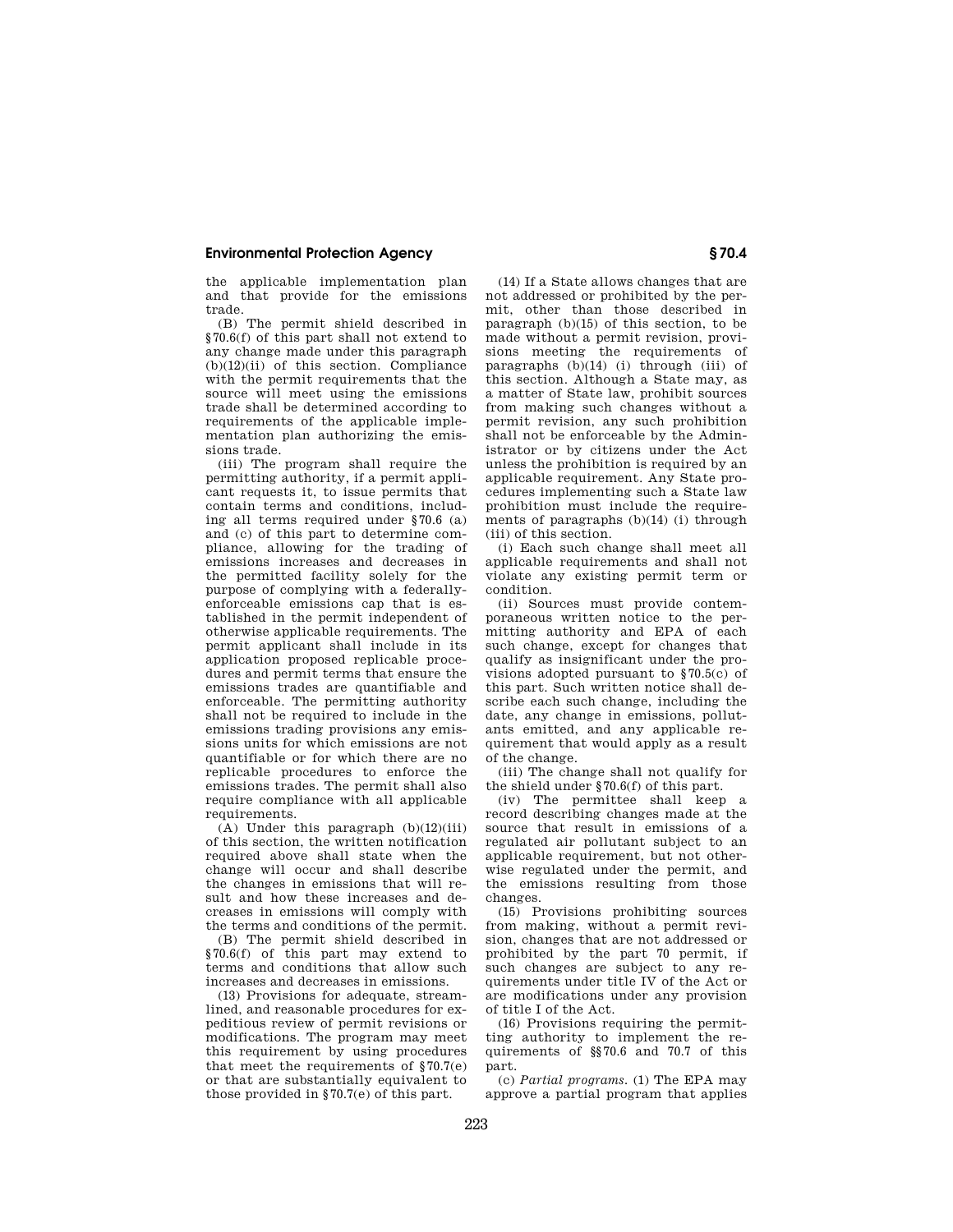the applicable implementation plan and that provide for the emissions trade.

(B) The permit shield described in §70.6(f) of this part shall not extend to any change made under this paragraph (b)(12)(ii) of this section. Compliance with the permit requirements that the source will meet using the emissions trade shall be determined according to requirements of the applicable implementation plan authorizing the emissions trade.

(iii) The program shall require the permitting authority, if a permit applicant requests it, to issue permits that contain terms and conditions, including all terms required under §70.6 (a) and (c) of this part to determine compliance, allowing for the trading of emissions increases and decreases in the permitted facility solely for the purpose of complying with a federally-enforceable emissions cap that is established in the permit independent of otherwise applicable requirements. The permit applicant shall include in its application proposed replicable procedures and permit terms that ensure the emissions trades are quantifiable and enforceable. The permitting authority shall not be required to include in the emissions trading provisions any emissions units for which emissions are not quantifiable or for which there are no replicable procedures to enforce the emissions trades. The permit shall also require compliance with all applicable requirements.

(A) Under this paragraph (b)(12)(iii) of this section, the written notification required above shall state when the change will occur and shall describe the changes in emissions that will result and how these increases and decreases in emissions will comply with the terms and conditions of the permit.

(B) The permit shield described in §70.6(f) of this part may extend to terms and conditions that allow such increases and decreases in emissions.

(13) Provisions for adequate, streamlined, and reasonable procedures for expeditious review of permit revisions or modifications. The program may meet this requirement by using procedures that meet the requirements of §70.7(e) or that are substantially equivalent to those provided in §70.7(e) of this part.

(14) If a State allows changes that are not addressed or prohibited by the permit, other than those described in paragraph (b)(15) of this section, to be made without a permit revision, provisions meeting the requirements of paragraphs (b)(14) (i) through (iii) of this section. Although a State may, as a matter of State law, prohibit sources from making such changes without a permit revision, any such prohibition shall not be enforceable by the Administrator or by citizens under the Act unless the prohibition is required by an applicable requirement. Any State procedures implementing such a State law prohibition must include the requirements of paragraphs (b)(14) (i) through (iii) of this section.

(i) Each such change shall meet all applicable requirements and shall not violate any existing permit term or condition.

(ii) Sources must provide contemporaneous written notice to the permitting authority and EPA of each such change, except for changes that qualify as insignificant under the provisions adopted pursuant to §70.5(c) of this part. Such written notice shall describe each such change, including the date, any change in emissions, pollutants emitted, and any applicable requirement that would apply as a result of the change.

(iii) The change shall not qualify for the shield under §70.6(f) of this part.

(iv) The permittee shall keep a record describing changes made at the source that result in emissions of a regulated air pollutant subject to an applicable requirement, but not otherwise regulated under the permit, and the emissions resulting from those changes.

(15) Provisions prohibiting sources from making, without a permit revision, changes that are not addressed or prohibited by the part 70 permit, if such changes are subject to any requirements under title IV of the Act or are modifications under any provision of title I of the Act.

(16) Provisions requiring the permitting authority to implement the requirements of §§70.6 and 70.7 of this part.

(c) *Partial programs.* (1) The EPA may approve a partial program that applies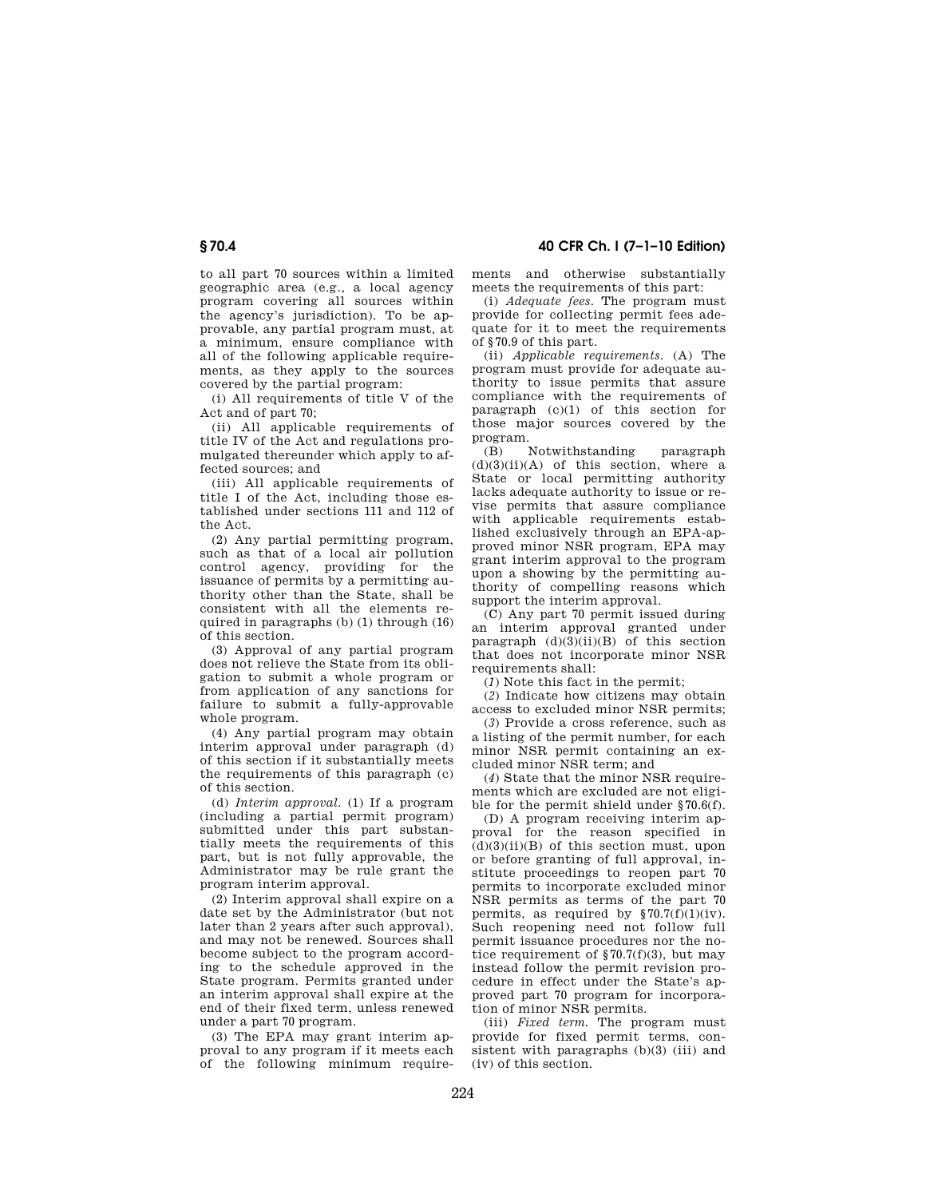to all part 70 sources within a limited geographic area (e.g., a local agency program covering all sources within the agency's jurisdiction). To be approvable, any partial program must, at a minimum, ensure compliance with all of the following applicable requirements, as they apply to the sources covered by the partial program:

(i) All requirements of title V of the Act and of part 70;

(ii) All applicable requirements of title IV of the Act and regulations promulgated thereunder which apply to affected sources; and

(iii) All applicable requirements of title I of the Act, including those established under sections 111 and 112 of the Act.

(2) Any partial permitting program, such as that of a local air pollution control agency, providing for the issuance of permits by a permitting authority other than the State, shall be consistent with all the elements required in paragraphs (b) (1) through (16) of this section.

(3) Approval of any partial program does not relieve the State from its obligation to submit a whole program or from application of any sanctions for failure to submit a fully-approvable whole program.

(4) Any partial program may obtain interim approval under paragraph (d) of this section if it substantially meets the requirements of this paragraph (c) of this section.

(d) *Interim approval.* (1) If a program (including a partial permit program) submitted under this part substantially meets the requirements of this part, but is not fully approvable, the Administrator may be rule grant the program interim approval.

(2) Interim approval shall expire on a date set by the Administrator (but not later than 2 years after such approval), and may not be renewed. Sources shall become subject to the program according to the schedule approved in the State program. Permits granted under an interim approval shall expire at the end of their fixed term, unless renewed under a part 70 program.

(3) The EPA may grant interim approval to any program if it meets each of the following minimum requirements and otherwise substantially meets the requirements of this part:

(i) *Adequate fees.* The program must provide for collecting permit fees adequate for it to meet the requirements of §70.9 of this part.

(ii) *Applicable requirements.* (A) The program must provide for adequate authority to issue permits that assure compliance with the requirements of paragraph (c)(1) of this section for those major sources covered by the program.

(B) Notwithstanding paragraph (d)(3)(ii)(A) of this section, where a State or local permitting authority lacks adequate authority to issue or revise permits that assure compliance with applicable requirements established exclusively through an EPA-approved minor NSR program, EPA may grant interim approval to the program upon a showing by the permitting authority of compelling reasons which support the interim approval.

(C) Any part 70 permit issued during an interim approval granted under paragraph (d)(3)(ii)(B) of this section that does not incorporate minor NSR requirements shall:

(*1*) Note this fact in the permit;

(*2*) Indicate how citizens may obtain access to excluded minor NSR permits;

(*3*) Provide a cross reference, such as a listing of the permit number, for each minor NSR permit containing an excluded minor NSR term; and

(*4*) State that the minor NSR requirements which are excluded are not eligible for the permit shield under §70.6(f).

(D) A program receiving interim approval for the reason specified in (d)(3)(ii)(B) of this section must, upon or before granting of full approval, institute proceedings to reopen part 70 permits to incorporate excluded minor NSR permits as terms of the part 70 permits, as required by §70.7(f)(1)(iv). Such reopening need not follow full permit issuance procedures nor the notice requirement of §70.7(f)(3), but may instead follow the permit revision procedure in effect under the State's approved part 70 program for incorporation of minor NSR permits.

(iii) *Fixed term.* The program must provide for fixed permit terms, consistent with paragraphs (b)(3) (iii) and (iv) of this section.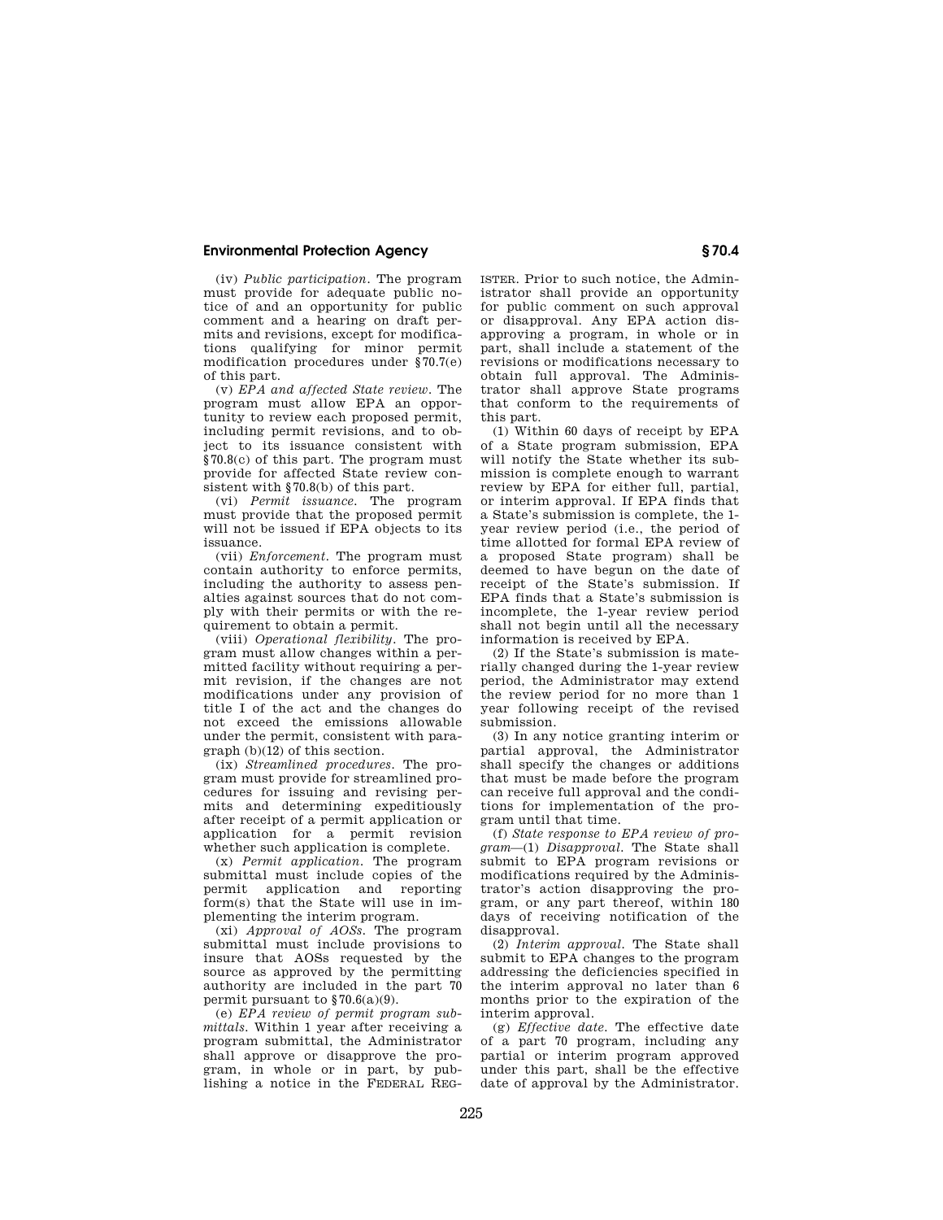(iv) *Public participation.* The program must provide for adequate public notice of and an opportunity for public comment and a hearing on draft permits and revisions, except for modifications qualifying for minor permit modification procedures under §70.7(e) of this part.

(v) *EPA and affected State review.* The program must allow EPA an opportunity to review each proposed permit, including permit revisions, and to object to its issuance consistent with §70.8(c) of this part. The program must provide for affected State review consistent with §70.8(b) of this part.

(vi) *Permit issuance.* The program must provide that the proposed permit will not be issued if EPA objects to its issuance.

(vii) *Enforcement.* The program must contain authority to enforce permits, including the authority to assess penalties against sources that do not comply with their permits or with the requirement to obtain a permit.

(viii) *Operational flexibility.* The program must allow changes within a permitted facility without requiring a permit revision, if the changes are not modifications under any provision of title I of the act and the changes do not exceed the emissions allowable under the permit, consistent with paragraph (b)(12) of this section.

(ix) *Streamlined procedures.* The program must provide for streamlined procedures for issuing and revising permits and determining expeditiously after receipt of a permit application or application for a permit revision whether such application is complete.

(x) *Permit application.* The program submittal must include copies of the permit application and reporting form(s) that the State will use in implementing the interim program.

(xi) *Approval of AOSs.* The program submittal must include provisions to insure that AOSs requested by the source as approved by the permitting authority are included in the part 70 permit pursuant to §70.6(a)(9).

(e) *EPA review of permit program submittals.* Within 1 year after receiving a program submittal, the Administrator shall approve or disapprove the program, in whole or in part, by publishing a notice in the FEDERAL REGISTER. Prior to such notice, the Administrator shall provide an opportunity for public comment on such approval or disapproval. Any EPA action disapproving a program, in whole or in part, shall include a statement of the revisions or modifications necessary to obtain full approval. The Administrator shall approve State programs that conform to the requirements of this part.

(1) Within 60 days of receipt by EPA of a State program submission, EPA will notify the State whether its submission is complete enough to warrant review by EPA for either full, partial, or interim approval. If EPA finds that a State's submission is complete, the 1-year review period (i.e., the period of time allotted for formal EPA review of a proposed State program) shall be deemed to have begun on the date of receipt of the State's submission. If EPA finds that a State's submission is incomplete, the 1-year review period shall not begin until all the necessary information is received by EPA.

(2) If the State's submission is materially changed during the 1-year review period, the Administrator may extend the review period for no more than 1 year following receipt of the revised submission.

(3) In any notice granting interim or partial approval, the Administrator shall specify the changes or additions that must be made before the program can receive full approval and the conditions for implementation of the program until that time.

(f) *State response to EPA review of program*—(1) *Disapproval.* The State shall submit to EPA program revisions or modifications required by the Administrator's action disapproving the program, or any part thereof, within 180 days of receiving notification of the disapproval.

(2) *Interim approval.* The State shall submit to EPA changes to the program addressing the deficiencies specified in the interim approval no later than 6 months prior to the expiration of the interim approval.

(g) *Effective date.* The effective date of a part 70 program, including any partial or interim program approved under this part, shall be the effective date of approval by the Administrator.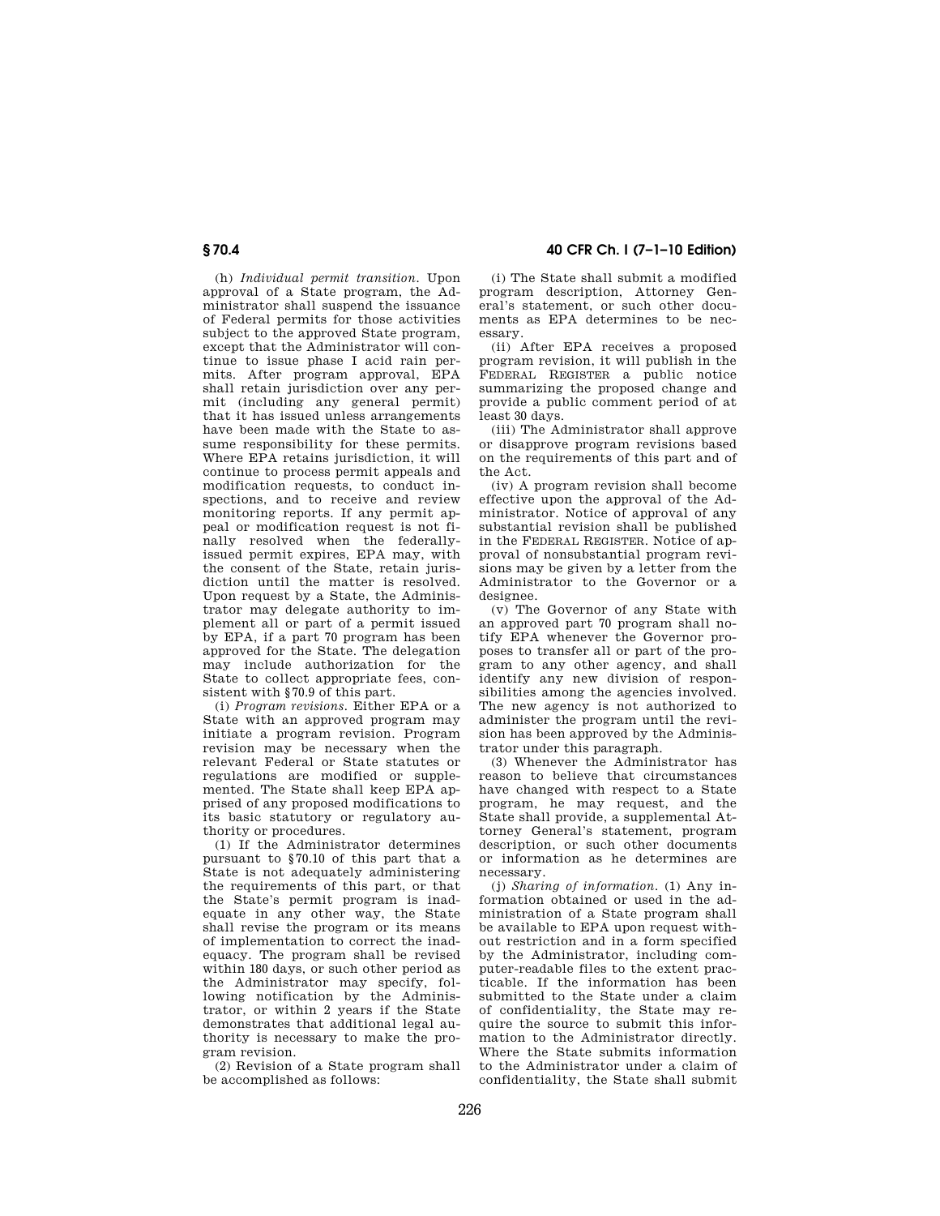(h) *Individual permit transition.* Upon approval of a State program, the Administrator shall suspend the issuance of Federal permits for those activities subject to the approved State program, except that the Administrator will continue to issue phase I acid rain permits. After program approval, EPA shall retain jurisdiction over any permit (including any general permit) that it has issued unless arrangements have been made with the State to assume responsibility for these permits. Where EPA retains jurisdiction, it will continue to process permit appeals and modification requests, to conduct inspections, and to receive and review monitoring reports. If any permit appeal or modification request is not finally resolved when the federally-issued permit expires, EPA may, with the consent of the State, retain jurisdiction until the matter is resolved. Upon request by a State, the Administrator may delegate authority to implement all or part of a permit issued by EPA, if a part 70 program has been approved for the State. The delegation may include authorization for the State to collect appropriate fees, consistent with §70.9 of this part.

(i) *Program revisions.* Either EPA or a State with an approved program may initiate a program revision. Program revision may be necessary when the relevant Federal or State statutes or regulations are modified or supplemented. The State shall keep EPA apprised of any proposed modifications to its basic statutory or regulatory authority or procedures.

(1) If the Administrator determines pursuant to §70.10 of this part that a State is not adequately administering the requirements of this part, or that the State's permit program is inadequate in any other way, the State shall revise the program or its means of implementation to correct the inadequacy. The program shall be revised within 180 days, or such other period as the Administrator may specify, following notification by the Administrator, or within 2 years if the State demonstrates that additional legal authority is necessary to make the program revision.

(2) Revision of a State program shall be accomplished as follows:

(i) The State shall submit a modified program description, Attorney General's statement, or such other documents as EPA determines to be necessary.

(ii) After EPA receives a proposed program revision, it will publish in the FEDERAL REGISTER a public notice summarizing the proposed change and provide a public comment period of at least 30 days.

(iii) The Administrator shall approve or disapprove program revisions based on the requirements of this part and of the Act.

(iv) A program revision shall become effective upon the approval of the Administrator. Notice of approval of any substantial revision shall be published in the FEDERAL REGISTER. Notice of approval of nonsubstantial program revisions may be given by a letter from the Administrator to the Governor or a designee.

(v) The Governor of any State with an approved part 70 program shall notify EPA whenever the Governor proposes to transfer all or part of the program to any other agency, and shall identify any new division of responsibilities among the agencies involved. The new agency is not authorized to administer the program until the revision has been approved by the Administrator under this paragraph.

(3) Whenever the Administrator has reason to believe that circumstances have changed with respect to a State program, he may request, and the State shall provide, a supplemental Attorney General's statement, program description, or such other documents or information as he determines are necessary.

(j) *Sharing of information.* (1) Any information obtained or used in the administration of a State program shall be available to EPA upon request without restriction and in a form specified by the Administrator, including computer-readable files to the extent practicable. If the information has been submitted to the State under a claim of confidentiality, the State may require the source to submit this information to the Administrator directly. Where the State submits information to the Administrator under a claim of confidentiality, the State shall submit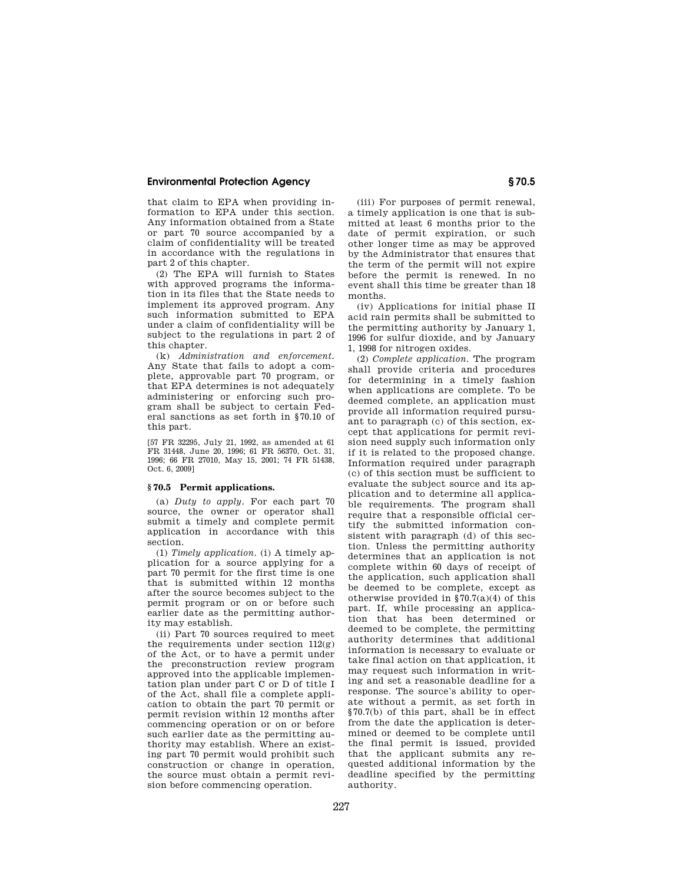that claim to EPA when providing information to EPA under this section. Any information obtained from a State or part 70 source accompanied by a claim of confidentiality will be treated in accordance with the regulations in part 2 of this chapter.

(2) The EPA will furnish to States with approved programs the information in its files that the State needs to implement its approved program. Any such information submitted to EPA under a claim of confidentiality will be subject to the regulations in part 2 of this chapter.

(k) *Administration and enforcement.* Any State that fails to adopt a complete, approvable part 70 program, or that EPA determines is not adequately administering or enforcing such program shall be subject to certain Federal sanctions as set forth in §70.10 of this part.

[57 FR 32295, July 21, 1992, as amended at 61 FR 31448, June 20, 1996; 61 FR 56370, Oct. 31, 1996; 66 FR 27010, May 15, 2001; 74 FR 51438, Oct. 6, 2009]

## § 70.5 Permit applications.

(a) *Duty to apply.* For each part 70 source, the owner or operator shall submit a timely and complete permit application in accordance with this section.

(1) *Timely application.* (i) A timely application for a source applying for a part 70 permit for the first time is one that is submitted within 12 months after the source becomes subject to the permit program or on or before such earlier date as the permitting authority may establish.

(ii) Part 70 sources required to meet the requirements under section 112(g) of the Act, or to have a permit under the preconstruction review program approved into the applicable implementation plan under part C or D of title I of the Act, shall file a complete application to obtain the part 70 permit or permit revision within 12 months after commencing operation or on or before such earlier date as the permitting authority may establish. Where an existing part 70 permit would prohibit such construction or change in operation, the source must obtain a permit revision before commencing operation.

(iii) For purposes of permit renewal, a timely application is one that is submitted at least 6 months prior to the date of permit expiration, or such other longer time as may be approved by the Administrator that ensures that the term of the permit will not expire before the permit is renewed. In no event shall this time be greater than 18 months.

(iv) Applications for initial phase II acid rain permits shall be submitted to the permitting authority by January 1, 1996 for sulfur dioxide, and by January 1, 1998 for nitrogen oxides.

(2) *Complete application.* The program shall provide criteria and procedures for determining in a timely fashion when applications are complete. To be deemed complete, an application must provide all information required pursuant to paragraph (c) of this section, except that applications for permit revision need supply such information only if it is related to the proposed change. Information required under paragraph (c) of this section must be sufficient to evaluate the subject source and its application and to determine all applicable requirements. The program shall require that a responsible official certify the submitted information consistent with paragraph (d) of this section. Unless the permitting authority determines that an application is not complete within 60 days of receipt of the application, such application shall be deemed to be complete, except as otherwise provided in §70.7(a)(4) of this part. If, while processing an application that has been determined or deemed to be complete, the permitting authority determines that additional information is necessary to evaluate or take final action on that application, it may request such information in writing and set a reasonable deadline for a response. The source's ability to operate without a permit, as set forth in §70.7(b) of this part, shall be in effect from the date the application is determined or deemed to be complete until the final permit is issued, provided that the applicant submits any requested additional information by the deadline specified by the permitting authority.